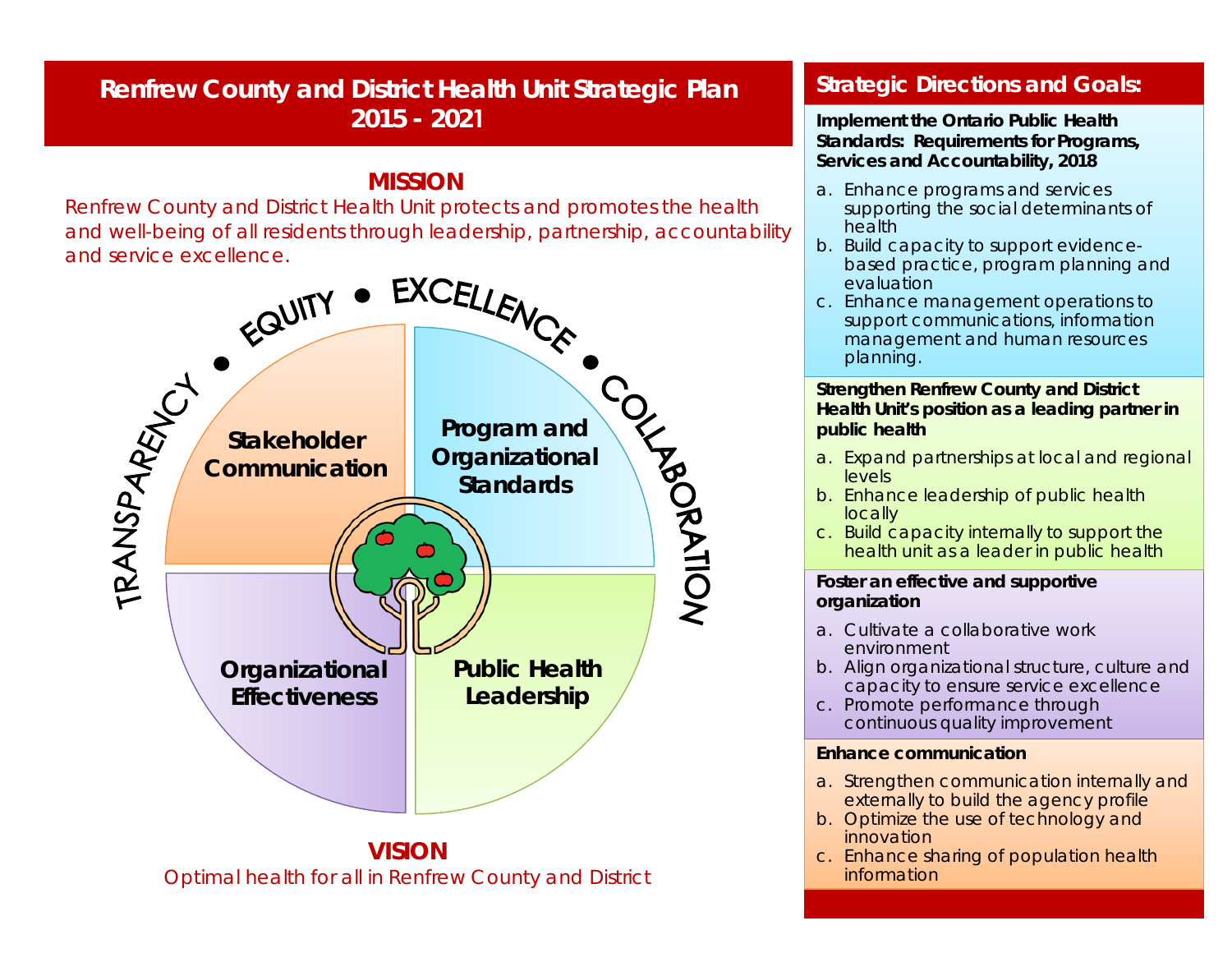# Renfrew County and District Health Unit Strategic Plan 2015 - 2021

## MISSION

Renfrew County and District Health Unit protects and promotes the health and well-being of all residents through leadership, partnership, accountability and service excellence.

TRANSPARENCY • EQUITY • EXCELLENCE • COLLABORATION

**Stakeholder Communication**

**Program and Organizational Standards**

**Organizational Effectiveness**

**Public Health Leadership**

## VISION

Optimal health for all in Renfrew County and District

## Strategic Directions and Goals:

**Implement the Ontario Public Health Standards: Requirements for Programs, Services and Accountability, 2018**

a. Enhance programs and services supporting the social determinants of health
b. Build capacity to support evidence-based practice, program planning and evaluation
c. Enhance management operations to support communications, information management and human resources planning.

**Strengthen Renfrew County and District Health Unit's position as a leading partner in public health**

a. Expand partnerships at local and regional levels
b. Enhance leadership of public health locally
c. Build capacity internally to support the health unit as a leader in public health

**Foster an effective and supportive organization**

a. Cultivate a collaborative work environment
b. Align organizational structure, culture and capacity to ensure service excellence
c. Promote performance through continuous quality improvement

**Enhance communication**

a. Strengthen communication internally and externally to build the agency profile
b. Optimize the use of technology and innovation
c. Enhance sharing of population health information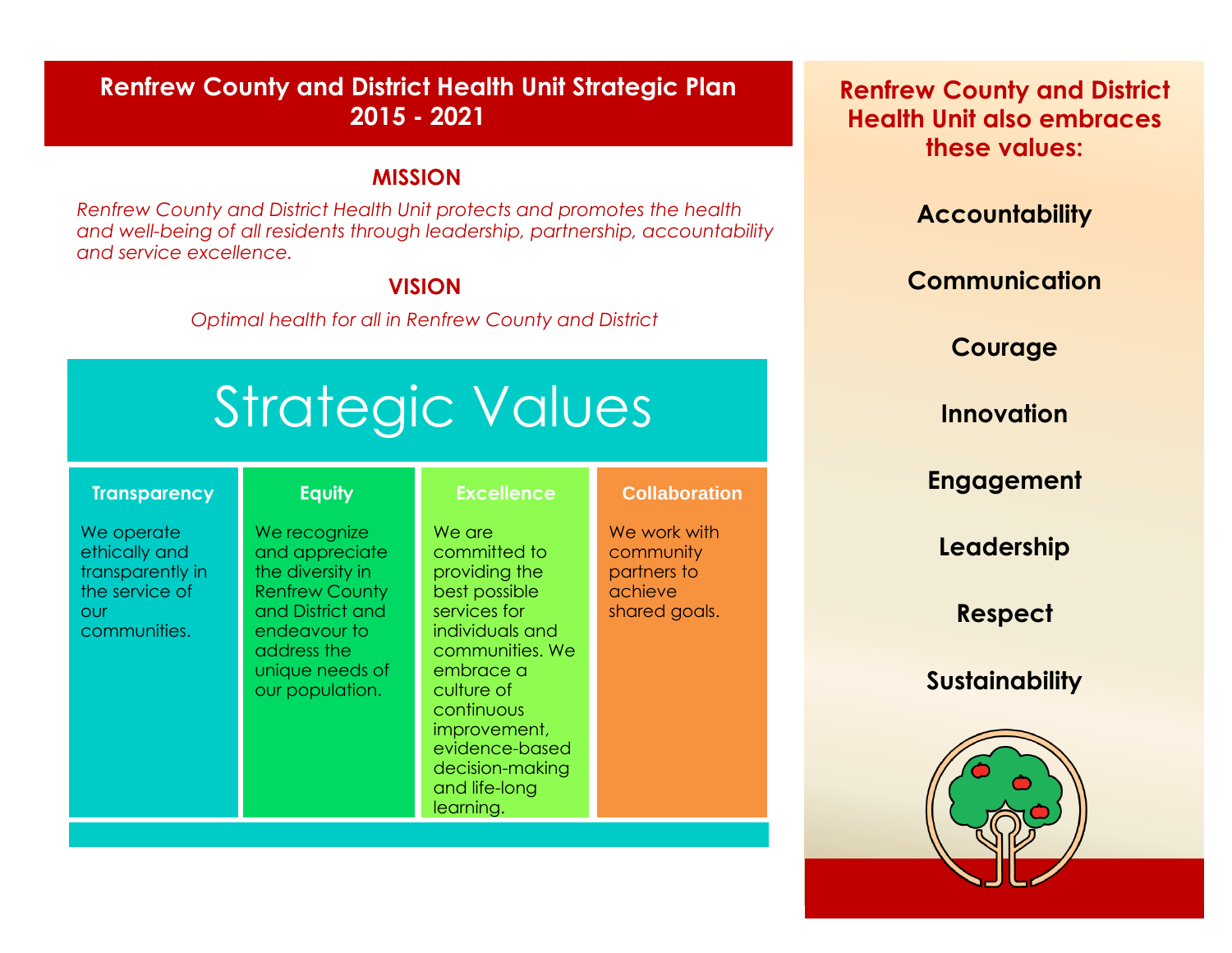# Renfrew County and District Health Unit Strategic Plan 2015 - 2021

## MISSION

*Renfrew County and District Health Unit protects and promotes the health and well-being of all residents through leadership, partnership, accountability and service excellence.*

## VISION

*Optimal health for all in Renfrew County and District*

## Strategic Values

### Transparency

We operate ethically and transparently in the service of our communities.

### Equity

We recognize and appreciate the diversity in Renfrew County and District and endeavour to address the unique needs of our population.

### Excellence

We are committed to providing the best possible services for individuals and communities. We embrace a culture of continuous improvement, evidence-based decision-making and life-long learning.

### Collaboration

We work with community partners to achieve shared goals.

## Renfrew County and District Health Unit also embraces these values:

**Accountability**

**Communication**

**Courage**

**Innovation**

**Engagement**

**Leadership**

**Respect**

**Sustainability**